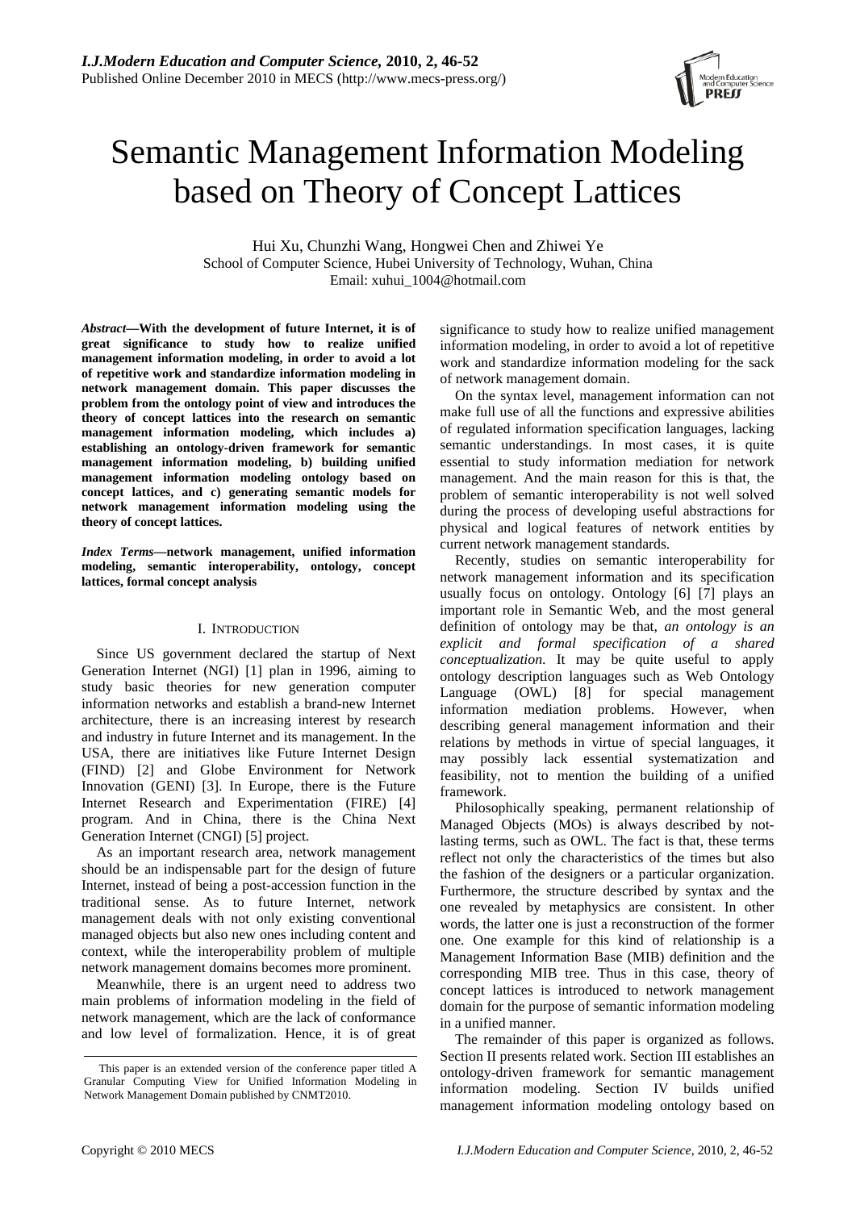# Semantic Management Information Modeling based on Theory of Concept Lattices

Hui Xu, Chunzhi Wang, Hongwei Chen and Zhiwei Ye

School of Computer Science, Hubei University of Technology, Wuhan, China

Email: xuhui_1004@hotmail.com

***Abstract*—With the development of future Internet, it is of great significance to study how to realize unified management information modeling, in order to avoid a lot of repetitive work and standardize information modeling in network management domain. This paper discusses the problem from the ontology point of view and introduces the theory of concept lattices into the research on semantic management information modeling, which includes a) establishing an ontology-driven framework for semantic management information modeling, b) building unified management information modeling ontology based on concept lattices, and c) generating semantic models for network management information modeling using the theory of concept lattices.**

***Index Terms*—network management, unified information modeling, semantic interoperability, ontology, concept lattices, formal concept analysis**

## I. Introduction

Since US government declared the startup of Next Generation Internet (NGI) [1] plan in 1996, aiming to study basic theories for new generation computer information networks and establish a brand-new Internet architecture, there is an increasing interest by research and industry in future Internet and its management. In the USA, there are initiatives like Future Internet Design (FIND) [2] and Globe Environment for Network Innovation (GENI) [3]. In Europe, there is the Future Internet Research and Experimentation (FIRE) [4] program. And in China, there is the China Next Generation Internet (CNGI) [5] project.

As an important research area, network management should be an indispensable part for the design of future Internet, instead of being a post-accession function in the traditional sense. As to future Internet, network management deals with not only existing conventional managed objects but also new ones including content and context, while the interoperability problem of multiple network management domains becomes more prominent.

Meanwhile, there is an urgent need to address two main problems of information modeling in the field of network management, which are the lack of conformance and low level of formalization. Hence, it is of great significance to study how to realize unified management information modeling, in order to avoid a lot of repetitive work and standardize information modeling for the sack of network management domain.

On the syntax level, management information can not make full use of all the functions and expressive abilities of regulated information specification languages, lacking semantic understandings. In most cases, it is quite essential to study information mediation for network management. And the main reason for this is that, the problem of semantic interoperability is not well solved during the process of developing useful abstractions for physical and logical features of network entities by current network management standards.

Recently, studies on semantic interoperability for network management information and its specification usually focus on ontology. Ontology [6] [7] plays an important role in Semantic Web, and the most general definition of ontology may be that, *an ontology is an explicit and formal specification of a shared conceptualization*. It may be quite useful to apply ontology description languages such as Web Ontology Language (OWL) [8] for special management information mediation problems. However, when describing general management information and their relations by methods in virtue of special languages, it may possibly lack essential systematization and feasibility, not to mention the building of a unified framework.

Philosophically speaking, permanent relationship of Managed Objects (MOs) is always described by not-lasting terms, such as OWL. The fact is that, these terms reflect not only the characteristics of the times but also the fashion of the designers or a particular organization. Furthermore, the structure described by syntax and the one revealed by metaphysics are consistent. In other words, the latter one is just a reconstruction of the former one. One example for this kind of relationship is a Management Information Base (MIB) definition and the corresponding MIB tree. Thus in this case, theory of concept lattices is introduced to network management domain for the purpose of semantic information modeling in a unified manner.

The remainder of this paper is organized as follows. Section II presents related work. Section III establishes an ontology-driven framework for semantic management information modeling. Section IV builds unified management information modeling ontology based on

This paper is an extended version of the conference paper titled A Granular Computing View for Unified Information Modeling in Network Management Domain published by CNMT2010.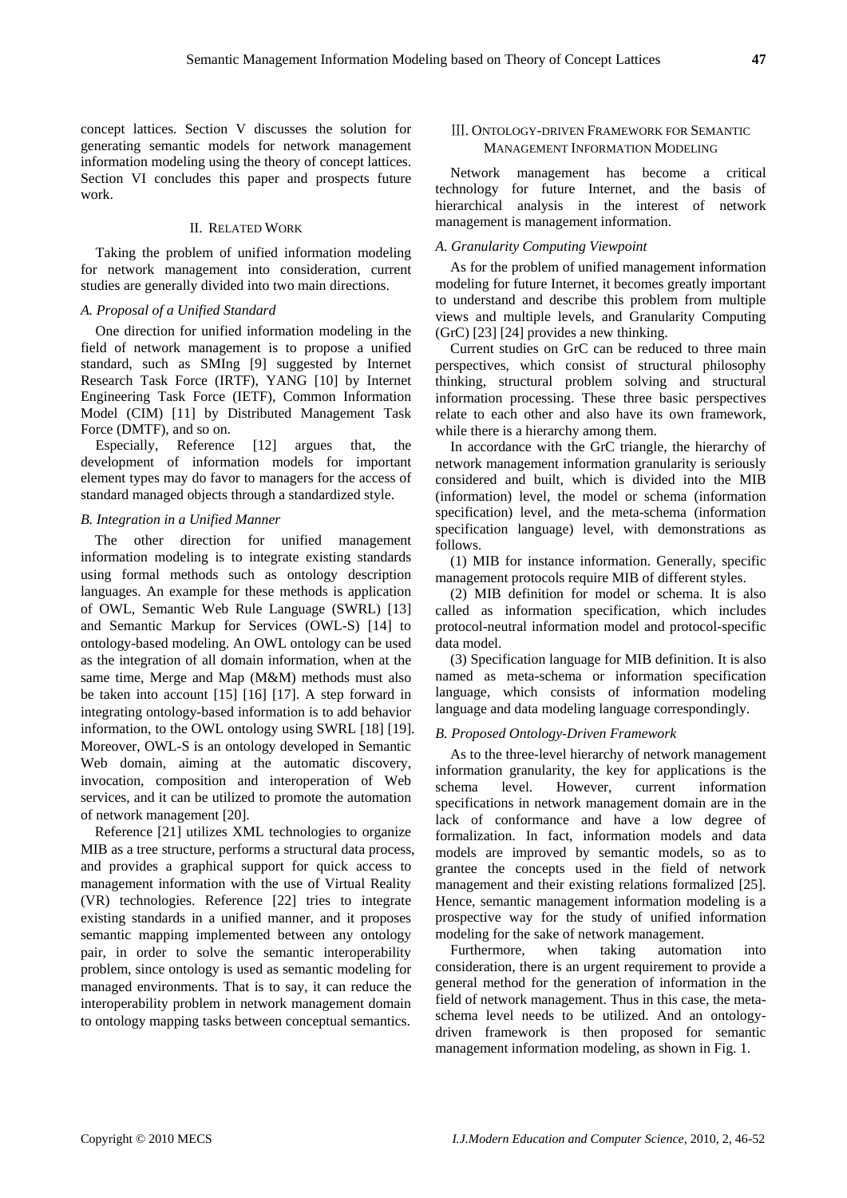concept lattices. Section V discusses the solution for generating semantic models for network management information modeling using the theory of concept lattices. Section VI concludes this paper and prospects future work.

## II. Related Work

Taking the problem of unified information modeling for network management into consideration, current studies are generally divided into two main directions.

### *A. Proposal of a Unified Standard*

One direction for unified information modeling in the field of network management is to propose a unified standard, such as SMIng [9] suggested by Internet Research Task Force (IRTF), YANG [10] by Internet Engineering Task Force (IETF), Common Information Model (CIM) [11] by Distributed Management Task Force (DMTF), and so on.

Especially, Reference [12] argues that, the development of information models for important element types may do favor to managers for the access of standard managed objects through a standardized style.

### *B. Integration in a Unified Manner*

The other direction for unified management information modeling is to integrate existing standards using formal methods such as ontology description languages. An example for these methods is application of OWL, Semantic Web Rule Language (SWRL) [13] and Semantic Markup for Services (OWL-S) [14] to ontology-based modeling. An OWL ontology can be used as the integration of all domain information, when at the same time, Merge and Map (M&M) methods must also be taken into account [15] [16] [17]. A step forward in integrating ontology-based information is to add behavior information, to the OWL ontology using SWRL [18] [19]. Moreover, OWL-S is an ontology developed in Semantic Web domain, aiming at the automatic discovery, invocation, composition and interoperation of Web services, and it can be utilized to promote the automation of network management [20].

Reference [21] utilizes XML technologies to organize MIB as a tree structure, performs a structural data process, and provides a graphical support for quick access to management information with the use of Virtual Reality (VR) technologies. Reference [22] tries to integrate existing standards in a unified manner, and it proposes semantic mapping implemented between any ontology pair, in order to solve the semantic interoperability problem, since ontology is used as semantic modeling for managed environments. That is to say, it can reduce the interoperability problem in network management domain to ontology mapping tasks between conceptual semantics.

## III. Ontology-driven Framework for Semantic Management Information Modeling

Network management has become a critical technology for future Internet, and the basis of hierarchical analysis in the interest of network management is management information.

### *A. Granularity Computing Viewpoint*

As for the problem of unified management information modeling for future Internet, it becomes greatly important to understand and describe this problem from multiple views and multiple levels, and Granularity Computing (GrC) [23] [24] provides a new thinking.

Current studies on GrC can be reduced to three main perspectives, which consist of structural philosophy thinking, structural problem solving and structural information processing. These three basic perspectives relate to each other and also have its own framework, while there is a hierarchy among them.

In accordance with the GrC triangle, the hierarchy of network management information granularity is seriously considered and built, which is divided into the MIB (information) level, the model or schema (information specification) level, and the meta-schema (information specification language) level, with demonstrations as follows.

(1) MIB for instance information. Generally, specific management protocols require MIB of different styles.

(2) MIB definition for model or schema. It is also called as information specification, which includes protocol-neutral information model and protocol-specific data model.

(3) Specification language for MIB definition. It is also named as meta-schema or information specification language, which consists of information modeling language and data modeling language correspondingly.

### *B. Proposed Ontology-Driven Framework*

As to the three-level hierarchy of network management information granularity, the key for applications is the schema level. However, current information specifications in network management domain are in the lack of conformance and have a low degree of formalization. In fact, information models and data models are improved by semantic models, so as to grantee the concepts used in the field of network management and their existing relations formalized [25]. Hence, semantic management information modeling is a prospective way for the study of unified information modeling for the sake of network management.

Furthermore, when taking automation into consideration, there is an urgent requirement to provide a general method for the generation of information in the field of network management. Thus in this case, the meta-schema level needs to be utilized. And an ontology-driven framework is then proposed for semantic management information modeling, as shown in Fig. 1.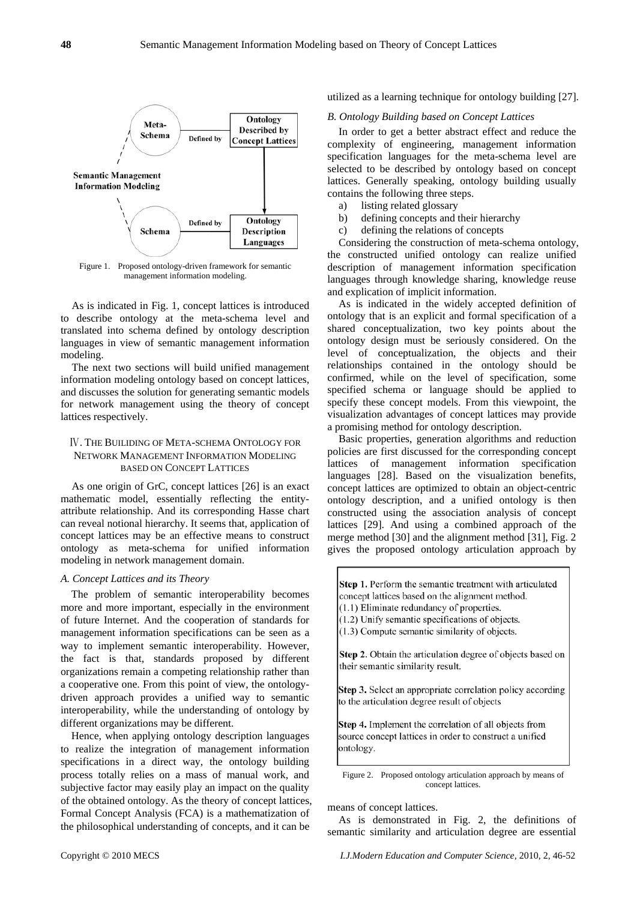Figure 1. Proposed ontology-driven framework for semantic management information modeling.

As is indicated in Fig. 1, concept lattices is introduced to describe ontology at the meta-schema level and translated into schema defined by ontology description languages in view of semantic management information modeling.

The next two sections will build unified management information modeling ontology based on concept lattices, and discusses the solution for generating semantic models for network management using the theory of concept lattices respectively.

## Ⅳ. THE BUILIDING OF META-SCHEMA ONTOLOGY FOR NETWORK MANAGEMENT INFORMATION MODELING BASED ON CONCEPT LATTICES

As one origin of GrC, concept lattices [26] is an exact mathematic model, essentially reflecting the entity-attribute relationship. And its corresponding Hasse chart can reveal notional hierarchy. It seems that, application of concept lattices may be an effective means to construct ontology as meta-schema for unified information modeling in network management domain.

### *A. Concept Lattices and its Theory*

The problem of semantic interoperability becomes more and more important, especially in the environment of future Internet. And the cooperation of standards for management information specifications can be seen as a way to implement semantic interoperability. However, the fact is that, standards proposed by different organizations remain a competing relationship rather than a cooperative one. From this point of view, the ontology-driven approach provides a unified way to semantic interoperability, while the understanding of ontology by different organizations may be different.

Hence, when applying ontology description languages to realize the integration of management information specifications in a direct way, the ontology building process totally relies on a mass of manual work, and subjective factor may easily play an impact on the quality of the obtained ontology. As the theory of concept lattices, Formal Concept Analysis (FCA) is a mathematization of the philosophical understanding of concepts, and it can be utilized as a learning technique for ontology building [27].

### *B. Ontology Building based on Concept Lattices*

In order to get a better abstract effect and reduce the complexity of engineering, management information specification languages for the meta-schema level are selected to be described by ontology based on concept lattices. Generally speaking, ontology building usually contains the following three steps.

a) listing related glossary
b) defining concepts and their hierarchy
c) defining the relations of concepts

Considering the construction of meta-schema ontology, the constructed unified ontology can realize unified description of management information specification languages through knowledge sharing, knowledge reuse and explication of implicit information.

As is indicated in the widely accepted definition of ontology that is an explicit and formal specification of a shared conceptualization, two key points about the ontology design must be seriously considered. On the level of conceptualization, the objects and their relationships contained in the ontology should be confirmed, while on the level of specification, some specified schema or language should be applied to specify these concept models. From this viewpoint, the visualization advantages of concept lattices may provide a promising method for ontology description.

Basic properties, generation algorithms and reduction policies are first discussed for the corresponding concept lattices of management information specification languages [28]. Based on the visualization benefits, concept lattices are optimized to obtain an object-centric ontology description, and a unified ontology is then constructed using the association analysis of concept lattices [29]. And using a combined approach of the merge method [30] and the alignment method [31], Fig. 2 gives the proposed ontology articulation approach by means of concept lattices.

**Step 1.** Perform the semantic treatment with articulated concept lattices based on the alignment method.
(1.1) Eliminate redundancy of properties.
(1.2) Unify semantic specifications of objects.
(1.3) Compute semantic similarity of objects.

**Step 2**. Obtain the articulation degree of objects based on their semantic similarity result.

**Step 3.** Select an appropriate correlation policy according to the articulation degree result of objects

**Step 4.** Implement the correlation of all objects from source concept lattices in order to construct a unified ontology.

Figure 2. Proposed ontology articulation approach by means of concept lattices.

As is demonstrated in Fig. 2, the definitions of semantic similarity and articulation degree are essential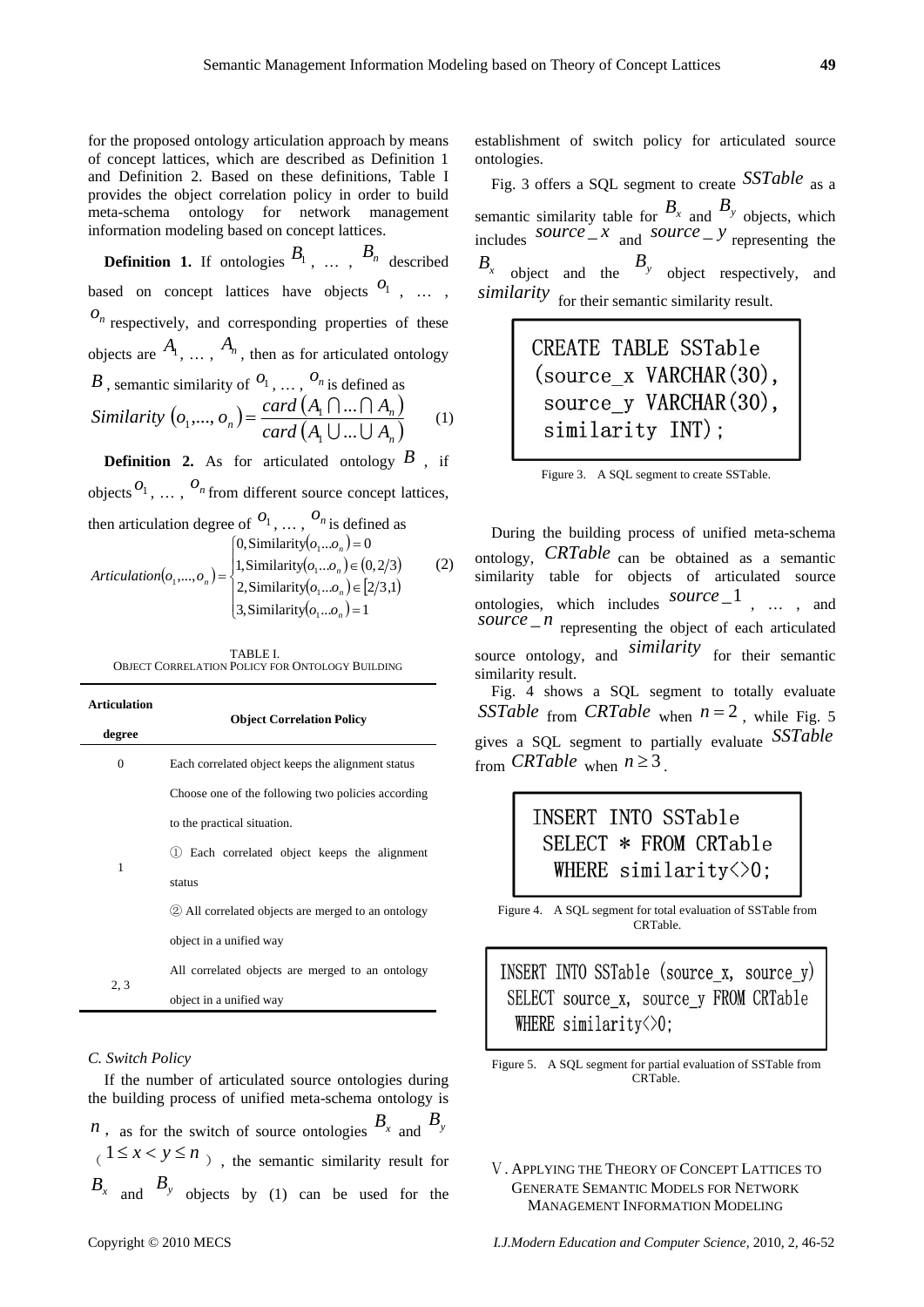for the proposed ontology articulation approach by means of concept lattices, which are described as Definition 1 and Definition 2. Based on these definitions, Table I provides the object correlation policy in order to build meta-schema ontology for network management information modeling based on concept lattices.

**Definition 1.** If ontologies $B_1$, … , $B_n$ described based on concept lattices have objects $o_1$ , … , $o_n$ respectively, and corresponding properties of these objects are $A_1$, … , $A_n$, then as for articulated ontology $B$, semantic similarity of $o_1$, … , $o_n$ is defined as

$$Similarity\ (o_1,...,o_n) = \frac{card\,(A_1 \cap ... \cap A_n)}{card\,(A_1 \cup ... \cup A_n)} \qquad (1)$$

**Definition 2.** As for articulated ontology $B$, if objects $o_1$, … , $o_n$ from different source concept lattices, then articulation degree of $o_1$, … , $o_n$ is defined as

$$Articulation(o_1,...,o_n) = \begin{cases} 0, \text{Similarity}(o_1...o_n) = 0 \\ 1, \text{Similarity}(o_1...o_n) \in (0, 2/3) \\ 2, \text{Similarity}(o_1...o_n) \in [2/3, 1) \\ 3, \text{Similarity}(o_1...o_n) = 1 \end{cases} \qquad (2)$$

TABLE I.
OBJECT CORRELATION POLICY FOR ONTOLOGY BUILDING

| Articulation degree | Object Correlation Policy |
|---|---|
| 0 | Each correlated object keeps the alignment status |
| 1 | Choose one of the following two policies according to the practical situation. ① Each correlated object keeps the alignment status ② All correlated objects are merged to an ontology object in a unified way |
| 2, 3 | All correlated objects are merged to an ontology object in a unified way |

### C. Switch Policy

If the number of articulated source ontologies during the building process of unified meta-schema ontology is $n$, as for the switch of source ontologies $B_x$ and $B_y$ ($1 \le x < y \le n$), the semantic similarity result for $B_x$ and $B_y$ objects by (1) can be used for the establishment of switch policy for articulated source ontologies.

Fig. 3 offers a SQL segment to create $SSTable$ as a semantic similarity table for $B_x$ and $B_y$ objects, which includes $source\_x$ and $source\_y$ representing the $B_x$ object and the $B_y$ object respectively, and $similarity$ for their semantic similarity result.

```
CREATE TABLE SSTable
(source_x VARCHAR(30),
 source_y VARCHAR(30),
 similarity INT);
```

Figure 3. A SQL segment to create SSTable.

During the building process of unified meta-schema ontology, $CRTable$ can be obtained as a semantic similarity table for objects of articulated source ontologies, which includes $source\_1$ , … , and $source\_n$ representing the object of each articulated source ontology, and $similarity$ for their semantic similarity result.

Fig. 4 shows a SQL segment to totally evaluate $SSTable$ from $CRTable$ when $n = 2$, while Fig. 5 gives a SQL segment to partially evaluate $SSTable$ from $CRTable$ when $n \ge 3$.

```
INSERT INTO SSTable
 SELECT * FROM CRTable
  WHERE similarity<>0;
```

Figure 4. A SQL segment for total evaluation of SSTable from CRTable.

```
INSERT INTO SSTable (source_x, source_y)
 SELECT source_x, source_y FROM CRTable
  WHERE similarity<>0;
```

Figure 5. A SQL segment for partial evaluation of SSTable from CRTable.

## V. APPLYING THE THEORY OF CONCEPT LATTICES TO GENERATE SEMANTIC MODELS FOR NETWORK MANAGEMENT INFORMATION MODELING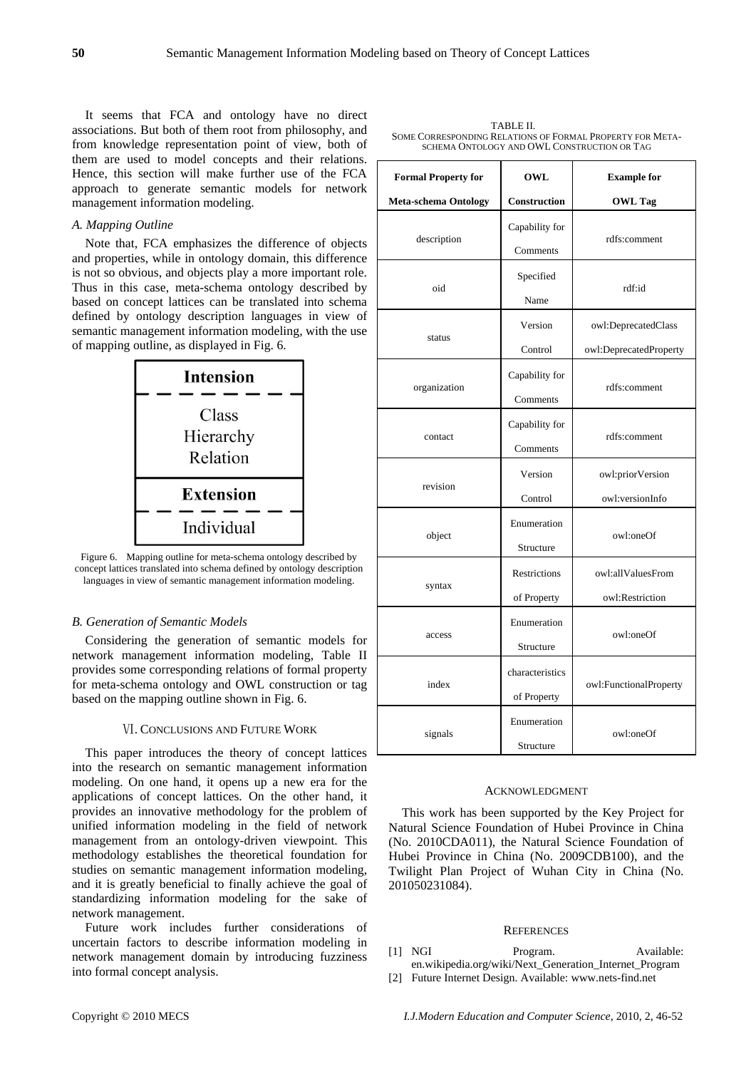It seems that FCA and ontology have no direct associations. But both of them root from philosophy, and from knowledge representation point of view, both of them are used to model concepts and their relations. Hence, this section will make further use of the FCA approach to generate semantic models for network management information modeling.

### *A. Mapping Outline*

Note that, FCA emphasizes the difference of objects and properties, while in ontology domain, this difference is not so obvious, and objects play a more important role. Thus in this case, meta-schema ontology described by based on concept lattices can be translated into schema defined by ontology description languages in view of semantic management information modeling, with the use of mapping outline, as displayed in Fig. 6.

| **Intension** |
|---|
| Class<br>Hierarchy<br>Relation |
| **Extension** |
| Individual |

Figure 6. Mapping outline for meta-schema ontology described by concept lattices translated into schema defined by ontology description languages in view of semantic management information modeling.

### *B. Generation of Semantic Models*

Considering the generation of semantic models for network management information modeling, Table II provides some corresponding relations of formal property for meta-schema ontology and OWL construction or tag based on the mapping outline shown in Fig. 6.

TABLE II.
SOME CORRESPONDING RELATIONS OF FORMAL PROPERTY FOR META-SCHEMA ONTOLOGY AND OWL CONSTRUCTION OR TAG

| **Formal Property for Meta-schema Ontology** | **OWL Construction** | **Example for OWL Tag** |
|---|---|---|
| description | Capability for Comments | rdfs:comment |
| oid | Specified Name | rdf:id |
| status | Version Control | owl:DeprecatedClass owl:DeprecatedProperty |
| organization | Capability for Comments | rdfs:comment |
| contact | Capability for Comments | rdfs:comment |
| revision | Version Control | owl:priorVersion owl:versionInfo |
| object | Enumeration Structure | owl:oneOf |
| syntax | Restrictions of Property | owl:allValuesFrom owl:Restriction |
| access | Enumeration Structure | owl:oneOf |
| index | characteristics of Property | owl:FunctionalProperty |
| signals | Enumeration Structure | owl:oneOf |

## VI. CONCLUSIONS AND FUTURE WORK

This paper introduces the theory of concept lattices into the research on semantic management information modeling. On one hand, it opens up a new era for the applications of concept lattices. On the other hand, it provides an innovative methodology for the problem of unified information modeling in the field of network management from an ontology-driven viewpoint. This methodology establishes the theoretical foundation for studies on semantic management information modeling, and it is greatly beneficial to finally achieve the goal of standardizing information modeling for the sake of network management.

Future work includes further considerations of uncertain factors to describe information modeling in network management domain by introducing fuzziness into formal concept analysis.

## ACKNOWLEDGMENT

This work has been supported by the Key Project for Natural Science Foundation of Hubei Province in China (No. 2010CDA011), the Natural Science Foundation of Hubei Province in China (No. 2009CDB100), and the Twilight Plan Project of Wuhan City in China (No. 201050231084).

## REFERENCES

[1] NGI Program. Available: en.wikipedia.org/wiki/Next_Generation_Internet_Program

[2] Future Internet Design. Available: www.nets-find.net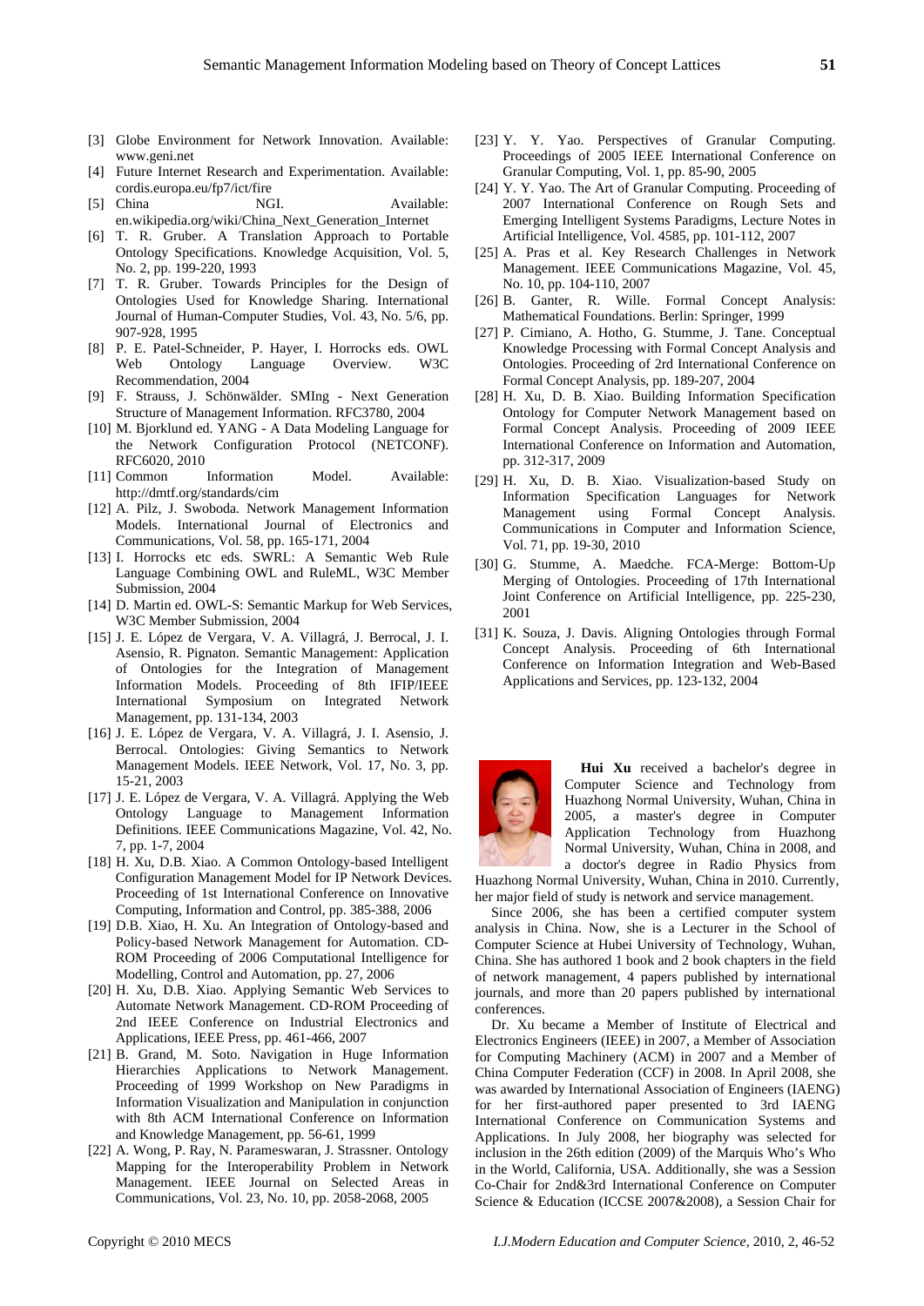[3] Globe Environment for Network Innovation. Available: www.geni.net

[4] Future Internet Research and Experimentation. Available: cordis.europa.eu/fp7/ict/fire

[5] China NGI. Available: en.wikipedia.org/wiki/China_Next_Generation_Internet

[6] T. R. Gruber. A Translation Approach to Portable Ontology Specifications. Knowledge Acquisition, Vol. 5, No. 2, pp. 199-220, 1993

[7] T. R. Gruber. Towards Principles for the Design of Ontologies Used for Knowledge Sharing. International Journal of Human-Computer Studies, Vol. 43, No. 5/6, pp. 907-928, 1995

[8] P. E. Patel-Schneider, P. Hayer, I. Horrocks eds. OWL Web Ontology Language Overview. W3C Recommendation, 2004

[9] F. Strauss, J. Schönwälder. SMIng - Next Generation Structure of Management Information. RFC3780, 2004

[10] M. Bjorklund ed. YANG - A Data Modeling Language for the Network Configuration Protocol (NETCONF). RFC6020, 2010

[11] Common Information Model. Available: http://dmtf.org/standards/cim

[12] A. Pilz, J. Swoboda. Network Management Information Models. International Journal of Electronics and Communications, Vol. 58, pp. 165-171, 2004

[13] I. Horrocks etc eds. SWRL: A Semantic Web Rule Language Combining OWL and RuleML, W3C Member Submission, 2004

[14] D. Martin ed. OWL-S: Semantic Markup for Web Services, W3C Member Submission, 2004

[15] J. E. López de Vergara, V. A. Villagrá, J. Berrocal, J. I. Asensio, R. Pignaton. Semantic Management: Application of Ontologies for the Integration of Management Information Models. Proceeding of 8th IFIP/IEEE International Symposium on Integrated Network Management, pp. 131-134, 2003

[16] J. E. López de Vergara, V. A. Villagrá, J. I. Asensio, J. Berrocal. Ontologies: Giving Semantics to Network Management Models. IEEE Network, Vol. 17, No. 3, pp. 15-21, 2003

[17] J. E. López de Vergara, V. A. Villagrá. Applying the Web Ontology Language to Management Information Definitions. IEEE Communications Magazine, Vol. 42, No. 7, pp. 1-7, 2004

[18] H. Xu, D.B. Xiao. A Common Ontology-based Intelligent Configuration Management Model for IP Network Devices. Proceeding of 1st International Conference on Innovative Computing, Information and Control, pp. 385-388, 2006

[19] D.B. Xiao, H. Xu. An Integration of Ontology-based and Policy-based Network Management for Automation. CD-ROM Proceeding of 2006 Computational Intelligence for Modelling, Control and Automation, pp. 27, 2006

[20] H. Xu, D.B. Xiao. Applying Semantic Web Services to Automate Network Management. CD-ROM Proceeding of 2nd IEEE Conference on Industrial Electronics and Applications, IEEE Press, pp. 461-466, 2007

[21] B. Grand, M. Soto. Navigation in Huge Information Hierarchies Applications to Network Management. Proceeding of 1999 Workshop on New Paradigms in Information Visualization and Manipulation in conjunction with 8th ACM International Conference on Information and Knowledge Management, pp. 56-61, 1999

[22] A. Wong, P. Ray, N. Parameswaran, J. Strassner. Ontology Mapping for the Interoperability Problem in Network Management. IEEE Journal on Selected Areas in Communications, Vol. 23, No. 10, pp. 2058-2068, 2005

[23] Y. Y. Yao. Perspectives of Granular Computing. Proceedings of 2005 IEEE International Conference on Granular Computing, Vol. 1, pp. 85-90, 2005

[24] Y. Y. Yao. The Art of Granular Computing. Proceeding of 2007 International Conference on Rough Sets and Emerging Intelligent Systems Paradigms, Lecture Notes in Artificial Intelligence, Vol. 4585, pp. 101-112, 2007

[25] A. Pras et al. Key Research Challenges in Network Management. IEEE Communications Magazine, Vol. 45, No. 10, pp. 104-110, 2007

[26] B. Ganter, R. Wille. Formal Concept Analysis: Mathematical Foundations. Berlin: Springer, 1999

[27] P. Cimiano, A. Hotho, G. Stumme, J. Tane. Conceptual Knowledge Processing with Formal Concept Analysis and Ontologies. Proceeding of 2rd International Conference on Formal Concept Analysis, pp. 189-207, 2004

[28] H. Xu, D. B. Xiao. Building Information Specification Ontology for Computer Network Management based on Formal Concept Analysis. Proceeding of 2009 IEEE International Conference on Information and Automation, pp. 312-317, 2009

[29] H. Xu, D. B. Xiao. Visualization-based Study on Information Specification Languages for Network Management using Formal Concept Analysis. Communications in Computer and Information Science, Vol. 71, pp. 19-30, 2010

[30] G. Stumme, A. Maedche. FCA-Merge: Bottom-Up Merging of Ontologies. Proceeding of 17th International Joint Conference on Artificial Intelligence, pp. 225-230, 2001

[31] K. Souza, J. Davis. Aligning Ontologies through Formal Concept Analysis. Proceeding of 6th International Conference on Information Integration and Web-Based Applications and Services, pp. 123-132, 2004

**Hui Xu** received a bachelor's degree in Computer Science and Technology from Huazhong Normal University, Wuhan, China in 2005, a master's degree in Computer Application Technology from Huazhong Normal University, Wuhan, China in 2008, and a doctor's degree in Radio Physics from Huazhong Normal University, Wuhan, China in 2010. Currently, her major field of study is network and service management.

Since 2006, she has been a certified computer system analysis in China. Now, she is a Lecturer in the School of Computer Science at Hubei University of Technology, Wuhan, China. She has authored 1 book and 2 book chapters in the field of network management, 4 papers published by international journals, and more than 20 papers published by international conferences.

Dr. Xu became a Member of Institute of Electrical and Electronics Engineers (IEEE) in 2007, a Member of Association for Computing Machinery (ACM) in 2007 and a Member of China Computer Federation (CCF) in 2008. In April 2008, she was awarded by International Association of Engineers (IAENG) for her first-authored paper presented to 3rd IAENG International Conference on Communication Systems and Applications. In July 2008, her biography was selected for inclusion in the 26th edition (2009) of the Marquis Who's Who in the World, California, USA. Additionally, she was a Session Co-Chair for 2nd&3rd International Conference on Computer Science & Education (ICCSE 2007&2008), a Session Chair for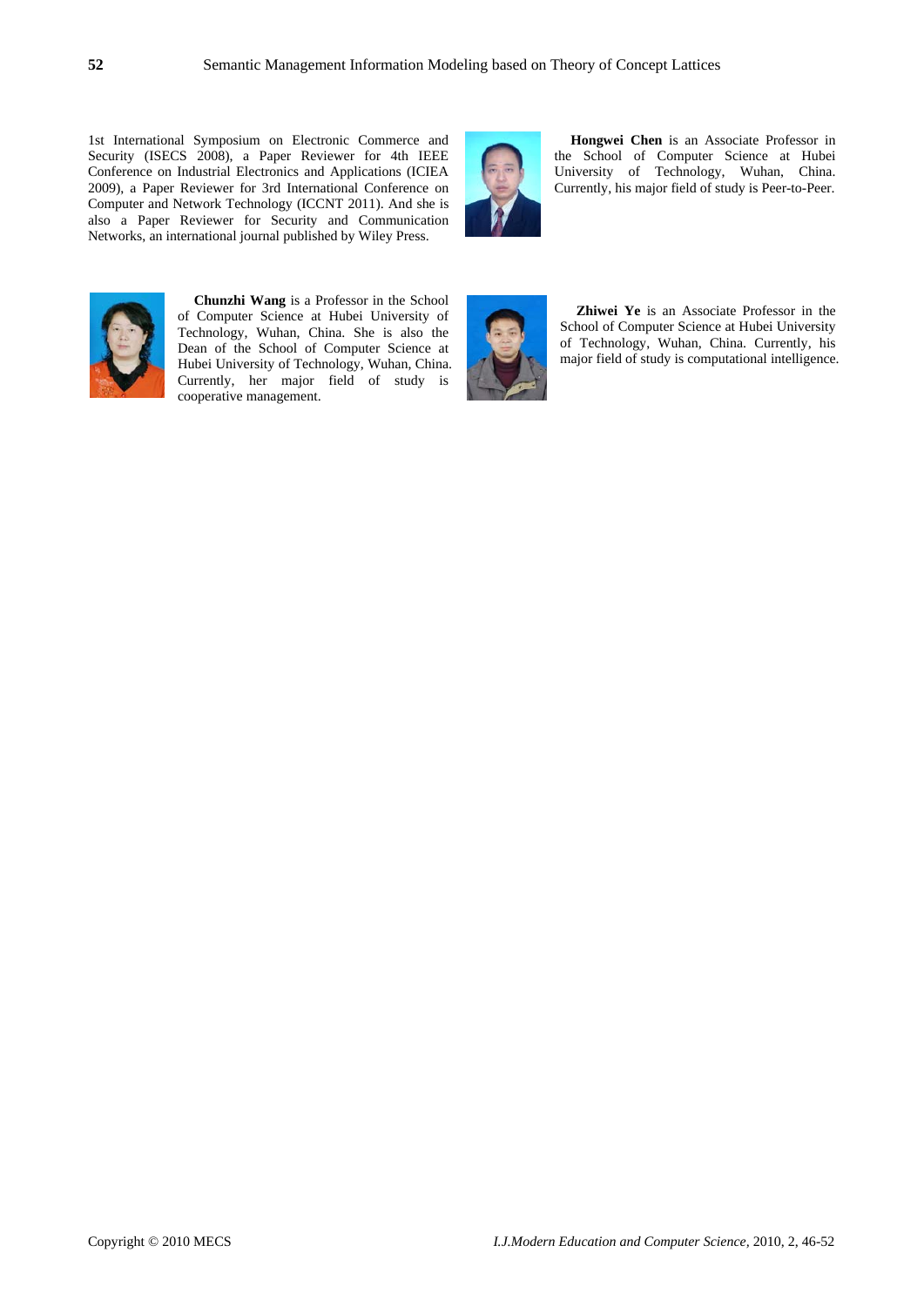1st International Symposium on Electronic Commerce and Security (ISECS 2008), a Paper Reviewer for 4th IEEE Conference on Industrial Electronics and Applications (ICIEA 2009), a Paper Reviewer for 3rd International Conference on Computer and Network Technology (ICCNT 2011). And she is also a Paper Reviewer for Security and Communication Networks, an international journal published by Wiley Press.

**Chunzhi Wang** is a Professor in the School of Computer Science at Hubei University of Technology, Wuhan, China. She is also the Dean of the School of Computer Science at Hubei University of Technology, Wuhan, China. Currently, her major field of study is cooperative management.

**Hongwei Chen** is an Associate Professor in the School of Computer Science at Hubei University of Technology, Wuhan, China. Currently, his major field of study is Peer-to-Peer.

**Zhiwei Ye** is an Associate Professor in the School of Computer Science at Hubei University of Technology, Wuhan, China. Currently, his major field of study is computational intelligence.